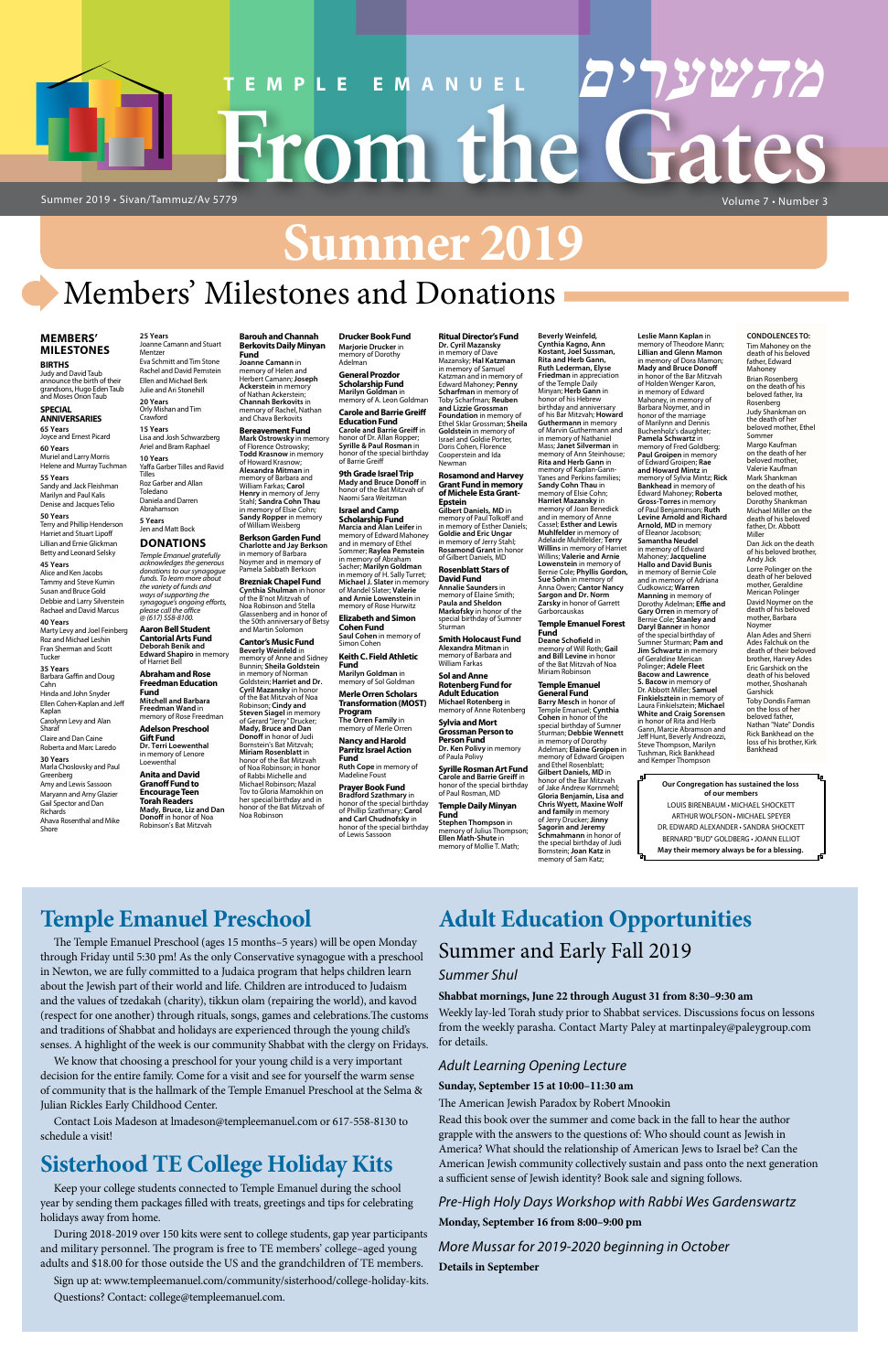# TEMPLE EMANUEL From the Gates מהשערים

Summer 2019 • Sivan/Tammuz/Av 5779

Volume 7 • Number 3

# Summer 2019

## Members' Milestones and Donations

### MEMBERS' MILESTONES

**BIRTHS**

Judy and David Taub announce the birth of their grandsons, Hugo Eden Taub and Moses Orion Taub

**SPECIAL ANNIVERSARIES**

**65 Years**
Joyce and Ernest Picard

**60 Years**
Muriel and Larry Morris
Helene and Murray Tuchman

**55 Years**
Sandy and Jack Fleishman
Marilyn and Paul Kalis
Denise and Jacques Telio

**50 Years**
Terry and Phillip Henderson
Harriet and Stuart Lipoff
Lillian and Ernie Glickman
Betty and Leonard Selsky

**45 Years**
Alice and Ken Jacobs
Tammy and Steve Kumin
Susan and Bruce Gold
Debbie and Larry Silverstein
Rachael and David Marcus

**40 Years**
Marty Levy and Joel Feinberg
Roz and Michael Leshin
Fran Sherman and Scott Tucker

**35 Years**
Barbara Gaffin and Doug Cahn
Hinda and John Snyder
Ellen Cohen-Kaplan and Jeff Kaplan
Carolynn Levy and Alan Sharaf
Claire and Dan Caine
Roberta and Marc Laredo

**30 Years**
Marla Choslovsky and Paul Greenberg
Amy and Lewis Sassoon
Maryann and Amy Glazier
Gail Spector and Dan Richards
Ahava Rosenthal and Mike Shore

**25 Years**
Joanne Camann and Stuart Mentzer
Eva Schmitt and Tim Stone
Rachel and David Pemstein
Ellen and Michael Berk
Julie and Ari Stonehill

**20 Years**
Orly Mishan and Tim Crawford

**15 Years**
Lisa and Josh Schwarzberg
Ariel and Bram Raphael

**10 Years**
Yaffa Garber Tilles and Ravid Tilles
Roz Garber and Allan Toledano
Daniela and Darren Abrahamson

**5 Years**
Jen and Matt Bock

### DONATIONS

*Temple Emanuel gratefully acknowledges the generous donations to our synagogue funds. To learn more about the variety of funds and ways of supporting the synagogue's ongoing efforts, please call the office @ (617) 558-8100.*

**Aaron Bell Student Cantorial Arts Fund**
**Deborah Benik and Edward Shapiro** in memory of Harriet Bell

**Abraham and Rose Freedman Education Fund**
**Mitchell and Barbara Freedman Wand** in memory of Rose Freedman

**Adelson Preschool Gift Fund**
**Dr. Terri Loewenthal** in memory of Lenore Loewenthal

**Anita and David Granoff Fund to Encourage Teen Torah Readers**
**Mady, Bruce, Liz and Dan Donoff** in honor of Noa Robinson's Bat Mitzvah

**Barouh and Channah Berkovits Daily Minyan Fund**
**Joanne Camann** in memory of Helen and Herbert Camann; **Joseph Ackerstein** in memory of Nathan Ackerstein; **Channah Berkovits** in memory of Rachel, Nathan and Chava Berkovits

**Bereavement Fund**
**Mark Ostrowsky** in memory of Florence Ostrowsky; **Todd Krasnow** in memory of Howard Krasnow; **Alexandra Mitman** in memory of Barbara and William Farkas; **Carol Henry** in memory of Jerry Stahl; **Sandra Cohn Thau** in memory of Elsie Cohn; **Sandy Ropper** in memory of William Weisberg

**Berkson Garden Fund**
**Charlotte and Jay Berkson** in memory of Barbara Noymer and in memory of Pamela Sabbath Berkson

**Brezniak Chapel Fund**
**Cynthia Shulman** in honor of the B'not Mitzvah of Noa Robinson and Stella Glassenberg and in honor of the 50th anniversary of Betsy and Martin Solomon

**Cantor's Music Fund**
**Beverly Weinfeld** in memory of Anne and Sidney Bunnin; **Sheila Goldstein** in memory of Norman Goldstein; **Harriet and Dr. Cyril Mazansky** in honor of the Bat Mitzvah of Noa Robinson; **Cindy and Steven Siagel** in memory of Gerard "Jerry" Drucker; **Mady, Bruce and Dan Donoff** in honor of Judi Bornstein's Bat Mitzvah; **Miriam Rosenblatt** in honor of the Bat Mitzvah of Noa Robinson; in honor of Rabbi Michelle and Michael Robinson; Mazal Tov to Gloria Marmelstein on her special birthday and in honor of the Bat Mitzvah of Noa Robinson

**Drucker Book Fund**
**Marjorie Drucker** in memory of Dorothy Adelman

**General Prozdor Scholarship Fund**
**Marilyn Goldman** in memory of A. Leon Goldman

**Carole and Barrie Greiff Education Fund**
**Carole and Barrie Greiff** in honor of Dr. Allan Ropper; **Syrille & Paul Rosman** in honor of the special birthday of Barrie Greiff

**9th Grade Israel Trip**
**Mady and Bruce Donoff** in honor of the Bat Mitzvah of Naomi Sara Weitzman

**Israel and Camp Scholarship Fund**
**Marcia and Alan Leifer** in memory of Edward Mahoney and in memory of Ethel Sommer; **Raylea Pemstein** in memory of Abraham Sacher; **Marilyn Goldman** in memory of H. Sally Turret; **Michael J. Slater** in memory of Mandel Slater; **Valerie and Arnie Lowenstein** in memory of Rose Hurwitz

**Elizabeth and Simon Cohen Fund**
**Saul Cohen** in memory of Simon Cohen

**Keith C. Field Athletic Fund**
**Marilyn Goldman** in memory of Sol Goldman

**Merle Orren Scholars Transformation (MOST) Program**
**The Orren Family** in memory of Merle Orren

**Nancy and Harold Parritz Israel Action Fund**
**Ruth Cope** in memory of Madeline Foust

**Prayer Book Fund**
**Bradford Szathmary** in honor of the special birthday of Phillip Szathmary; **Carol and Carl Chudnofsky** in honor of the special birthday of Lewis Sassoon

**Ritual Director's Fund**
**Dr. Cyril Mazansky** in memory of Dave Mazansky; **Hal Katzman** in memory of Samuel Katzman and in memory of Edward Mahoney; **Penny Scharfman** in memory of Toby Scharfman; **Reuben and Lizzie Grossman Foundation** in memory of Ethel Sklar Grossman; **Sheila Goldstein** in memory of Israel and Goldie Porter, Doris Cohen, Florence Cooperstein and Ida Newman

**Rosamond and Harvey Grant Fund in memory of Michele Esta Grant-Epstein**
**Gilbert Daniels, MD** in memory of Paul Tolkoff and in memory of Esther Daniels; **Goldie and Eric Ungar** in memory of Jerry Stahl; **Rosamond Grant** in honor of Gilbert Daniels, MD

**Rosenblatt Stars of David Fund**
**Annalie Sanders** in memory of Elaine Smith; **Paula and Sheldon Markofsky** in honor of the special birthday of Sumner Sturman

**Smith Holocaust Fund**
**Alexandra Mitman** in memory of Barbara and William Farkas

**Sol and Anne Rotenberg Fund for Adult Education**
**Michael Rotenberg** in memory of Anne Rotenberg

**Sylvia and Mort Grossman Person to Person Fund**
**Dr. Ken Polivy** in memory of Paula Polivy

**Syrille Rosman Art Fund**
**Carole and Barrie Greiff** in honor of the special birthday of Paul Rosman, MD

**Temple Daily Minyan Fund**
**Stephen Thompson** in memory of Julius Thompson; **Ellen Math-Shute** in memory of Mollie T. Math; **Beverly Weinfeld, Cynthia Kagno, Ann Kostant, Joel Sussman, Rita and Herb Gann, Ruth Lederman, Elyse Friedman** in appreciation of the Temple Daily Minyan; **Herb Gann** in honor of his Hebrew birthday and anniversary of his Bar Mitzvah; **Howard Guthermann** in memory of Marvin Guthermann and in memory of Nathaniel Mass; **Janet Silverman** in memory of Ann Steinhouse; **Rita and Herb Gann** in memory of Kaplan-Gann-Yanes and Perkins families; **Sandy Cohn Thau** in memory of Elsie Cohn; **Harriet Mazansky** in memory of Joan Benedick and in memory of Anne Cassel; **Esther and Lewis Muhlfelder** in memory of Adelaide Muhlfelder; **Terry Willins** in memory of Harriet Willins; **Valerie and Arnie Lowenstein** in memory of Bernie Cole; **Phyllis Gordon, Sue Sohn** in memory of Anna Owen; **Cantor Nancy Sargon and Dr. Norm Zarsky** in honor of Garrett Garborcauskas

**Temple Emanuel Forest Fund**
**Deane Schofield** in memory of Will Roth; **Gail and Bill Levine** in honor of the Bat Mitzvah of Noa Miriam Robinson

**Temple Emanuel General Fund**
**Barry Mesch** in honor of Temple Emanuel; **Cynthia Cohen** in honor of the special birthday of Sumner Sturman; **Debbie Wennett** in memory of Dorothy Adelman; **Elaine Groipen** in memory of Edward Groipen and Ethel Rosenblatt; **Gilbert Daniels, MD** in honor of the Bar Mitzvah of Jake Andrew Kornnehl; **Gloria Benjamin, Lisa and Chris Wyatt, Maxine Wolf and family** in memory of Jerry Drucker; **Jinny Sagorin and Jeremy Schmahmann** in honor of the special birthday of Judi Bornstein; **Joan Katz** in memory of Sam Katz; **Leslie Mann Kaplan** in memory of Theodore Mann; **Lillian and Glenn Mamon** in memory of Dora Mamon; **Mady and Bruce Donoff** in honor of the Bar Mitzvah of Holden Wenger Karon, in memory of Edward Mahoney, in memory of Barbara Noymer, and in honor of the marriage of Marilynn and Dennis Buchenholz's daughter; **Pamela Schwartz** in memory of Fred Goldberg; **Paul Groipen** in memory of Edward Groipen; **Rae and Howard Mintz** in memory of Sylvia Mintz; **Rick Bankhead** in memory of Edward Mahoney; **Roberta Gross-Torres** in memory of Paul Benjaminson; **Ruth Levine Arnold and Richard Arnold, MD** in memory of Eleanor Jacobson; **Samantha Neudel** in memory of Edward Mahoney; **Jacqueline Hallo and David Bunis** in memory of Bernie Cole and in memory of Adriana Cudkowicz; **Warren Manning** in memory of Dorothy Adelman; **Effie and Gary Orren** in memory of Bernie Cole; **Stanley and Daryl Banner** in honor of the special birthday of Sumner Sturman; **Pam and Jim Schwartz** in memory of Geraldine Merican Polinger; **Adele Fleet Bacow and Lawrence S. Bacow** in memory of Dr. Abbott Miller; **Samuel Finkielsztein** in memory of Laura Finkielsztein; **Michael White and Craig Sorensen** in honor of Rita and Herb Gann, Marcie Abramson and Jeff Hunt, Beverly Andreozzi, Steve Thompson, Marilyn Tushman, Rick Bankhead and Kemper Thompson

**CONDOLENCES TO:**

Tim Mahoney on the death of his beloved father, Edward Mahoney

Brian Rosenberg on the death of his beloved father, Ira Rosenberg

Judy Shankman on the death of her beloved mother, Ethel Sommer

Margo Kaufman on the death of her beloved mother, Valerie Kaufman

Mark Shankman on the death of his beloved mother, Dorothy Shankman

Michael Miller on the death of his beloved father, Dr. Abbott Miller

Dan Jick on the death of his beloved brother, Andy Jick

Lorre Polinger on the death of her beloved mother, Geraldine Merican Polinger

David Noymer on the death of his beloved mother, Barbara Noymer

Alan Ades and Sherri Ades Falchuk on the death of their beloved brother, Harvey Ades

Eric Garshick on the death of his beloved mother, Shoshanah Garshick

Toby Dondis Farman on the loss of her beloved father, Nathan "Nate" Dondis

Rick Bankhead on the loss of his brother, Kirk Bankhead

**Our Congregation has sustained the loss of our members**

LOUIS BIRENBAUM • MICHAEL SHOCKETT
ARTHUR WOLFSON • MICHAEL SPEYER
DR. EDWARD ALEXANDER • SANDRA SHOCKETT
BERNARD "BUD" GOLDBERG • JOANN ELLIOT

**May their memory always be for a blessing.**

## Temple Emanuel Preschool

The Temple Emanuel Preschool (ages 15 months–5 years) will be open Monday through Friday until 5:30 pm! As the only Conservative synagogue with a preschool in Newton, we are fully committed to a Judaica program that helps children learn about the Jewish part of their world and life. Children are introduced to Judaism and the values of tzedakah (charity), tikkun olam (repairing the world), and kavod (respect for one another) through rituals, songs, games and celebrations. The customs and traditions of Shabbat and holidays are experienced through the young child's senses. A highlight of the week is our community Shabbat with the clergy on Fridays.

We know that choosing a preschool for your young child is a very important decision for the entire family. Come for a visit and see for yourself the warm sense of community that is the hallmark of the Temple Emanuel Preschool at the Selma & Julian Rickles Early Childhood Center.

Contact Lois Madeson at lmadeson@templeemanuel.com or 617-558-8130 to schedule a visit!

## Sisterhood TE College Holiday Kits

Keep your college students connected to Temple Emanuel during the school year by sending them packages filled with treats, greetings and tips for celebrating holidays away from home.

During 2018-2019 school year, over 150 kits were sent to college students, gap year participants and military personnel. The program is free to TE members' college–aged young adults and $18.00 for those outside the US and the grandchildren of TE members.

Sign up at: www.templeemanuel.com/community/sisterhood/college-holiday-kits. Questions? Contact: college@templeemanuel.com.

## Adult Education Opportunities

### Summer and Early Fall 2019

*Summer Shul*

**Shabbat mornings, June 22 through August 31 from 8:30–9:30 am**

Weekly lay-led Torah study prior to Shabbat services. Discussions focus on lessons from the weekly parasha. Contact Marty Paley at martinpaley@paleygroup.com for details.

*Adult Learning Opening Lecture*

**Sunday, September 15 at 10:00–11:30 am**

The American Jewish Paradox by Robert Mnookin

Read this book over the summer and come back in the fall to hear the author grapple with the answers to the questions of: Who should count as Jewish in America? What should the relationship of American Jews to Israel be? Can the American Jewish community collectively sustain and pass onto the next generation a sufficient sense of Jewish identity? Book sale and signing follows.

*Pre-High Holy Days Workshop with Rabbi Wes Gardenswartz*

**Monday, September 16 from 8:00–9:00 pm**

*More Mussar for 2019-2020 beginning in October*

**Details in September**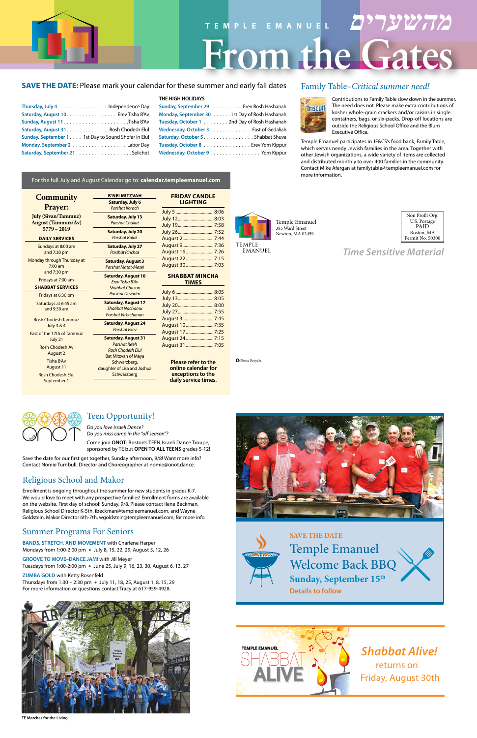# TEMPLE EMANUEL מהשערים From the Gates

## SAVE THE DATE: Please mark your calendar for these summer and early fall dates

| | |
|---|---|
| Thursday, July 4 | Independence Day |
| Saturday, August 10 | Erev Tisha B'Av |
| Sunday, August 11 | Tisha B'Av |
| Saturday, August 31 | Rosh Chodesh Elul |
| Sunday, September 1 | 1st Day to Sound Shofar in Elul |
| Monday, September 2 | Labor Day |
| Saturday, September 21 | Selichot |

**THE HIGH HOLIDAYS**

| | |
|---|---|
| Sunday, September 29 | Erev Rosh Hashanah |
| Monday, September 30 | 1st Day of Rosh Hashanah |
| Tuesday, October 1 | 2nd Day of Rosh Hashanah |
| Wednesday, October 3 | Fast of Gedaliah |
| Saturday, October 5 | Shabbat Shuva |
| Tuesday, October 8 | Erev Yom Kippur |
| Wednesday, October 9 | Yom Kippur |

For the full July and August Calendar go to: **calendar.templeemanuel.com**

### Community Prayer:

**July (Sivan/Tammuz) August (Tammuz/Av) 5779 – 2019**

**DAILY SERVICES**

Sundays at 8:00 am and 7:30 pm

Monday through Thursday at 7:00 am and 7:30 pm

Fridays at 7:00 am

**SHABBAT SERVICES**

Fridays at 6:30 pm

Saturdays at 6:45 am and 9:30 am

Rosh Chodesh Tammuz July 3 & 4

Fast of the 17th of Tammuz July 21

Rosh Chodesh Av August 2

Tisha B'Av August 11

Rosh Chodesh Elul September 1

### B'NEI MITZVAH

**Saturday, July 6**
*Parshat Korach*

**Saturday, July 13**
*Parshat Chukat*

**Saturday, July 20**
*Parshat Balak*

**Saturday, July 27**
*Parshat Pinchas*

**Saturday, August 3**
*Parshat Matot-Masei*

**Saturday, August 10**
*Erev Tisha B'Av*
*Shabbat Chazon*
*Parshat Devarim*

**Saturday, August 17**
*Shabbat Nachamu*
*Parshat Va'etchanan*

**Saturday, August 24**
*Parshat Ekev*

**Saturday, August 31**
*Parshat Re'eh*
*Rosh Chodesh Elul*
Bat Mitzvah of Maya Schwarzberg, daughter of Lisa and Joshua Schwarzberg

### FRIDAY CANDLE LIGHTING

| | |
|---|---|
| July 5 | 8:06 |
| July 12 | 8:03 |
| July 19 | 7:58 |
| July 26 | 7:52 |
| August 2 | 7:44 |
| August 9 | 7:36 |
| August 16 | 7:26 |
| August 22 | 7:15 |
| August 30 | 7:03 |

### SHABBAT MINCHA TIMES

| | |
|---|---|
| July 6 | 8:05 |
| July 13 | 8:05 |
| July 20 | 8:00 |
| July 27 | 7:55 |
| August 3 | 7:45 |
| August 10 | 7:35 |
| August 17 | 7:25 |
| August 24 | 7:15 |
| August 31 | 7:05 |

**Please refer to the online calendar for exceptions to the daily service times.**

## Family Table–*Critical summer need!*

Contributions to Family Table slow down in the summer. The need does not. Please make extra contributions of kosher whole-grain crackers and/or raisins in single containers, bags, or six-packs. Drop-off locations are outside the Religious School Office and the Blum Executive Office.

Temple Emanuel participates in JF&CS's food bank, Family Table, which serves needy Jewish families in the area. Together with other Jewish organizations, a wide variety of items are collected and distributed monthly to over 400 families in the community. Contact Mike Afergan at familytable@templeemanuel.com for more information.

Temple Emanuel
385 Ward Street
Newton, MA 02459

TEMPLE EMANUEL

Non Profit Org.
U.S. Postage
PAID
Boston, MA
Permit No. 50300

*Time Sensitive Material*

Please Recycle.

## Teen Opportunity!

*Do you love Israeli Dance?*
*Do you miss camp in the "off season"?*

Come join **ONOT**: Boston's TEEN Israeli Dance Troupe, sponsored by TE but **OPEN TO ALL TEENS** grades 5-12!

Save the date for our first get together, Sunday afternoon, 9/8! Want more info? Contact Nomie Turnbull, Director and Choreographer at nomie@onot.dance.

## Religious School and Makor

Enrollment is ongoing throughout the summer for new students in grades K-7. We would love to meet with any prospective families! Enrollment forms are available on the website. First day of school: Sunday, 9/8. Please contact Ilene Beckman, Religious School Director K-5th, ibeckman@templeemanuel.com, and Wayne Goldstein, Makor Director 6th-7th, wgoldstein@templeemanuel.com, for more info.

## Summer Programs For Seniors

**BANDS, STRETCH, AND MOVEMENT** with Charlene Harper
Mondays from 1:00-2:00 pm • July 8, 15, 22, 29, August 5, 12, 26

**GROOVE TO MOVE–DANCE JAM!** with Jill Meyer
Tuesdays from 1:00-2:00 pm • June 25, July 9, 16, 23, 30, August 6, 13, 27

**ZUMBA GOLD** with Ketty Rosenfeld
Thursdays from 1:30 – 2:30 pm • July 11, 18, 25, August 1, 8, 15, 29
For more information or questions contact Tracy at 617-959-4928.

TE Marches for the Living

## SAVE THE DATE

## Temple Emanuel Welcome Back BBQ

**Sunday, September 15th**

Details to follow

TEMPLE EMANUEL SHABBAT ALIVE

## *Shabbat Alive!*

returns on Friday, August 30th